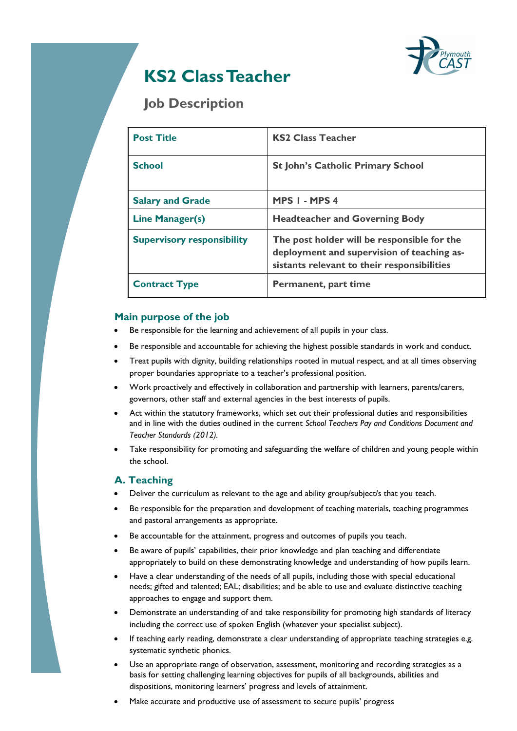# KS2 Class Teacher

## Job Description

| | |
|---|---|
| **Post Title** | **KS2 Class Teacher** |
| **School** | **St John's Catholic Primary School** |
| **Salary and Grade** | **MPS 1 - MPS 4** |
| **Line Manager(s)** | **Headteacher and Governing Body** |
| **Supervisory responsibility** | **The post holder will be responsible for the deployment and supervision of teaching assistants relevant to their responsibilities** |
| **Contract Type** | **Permanent, part time** |

### Main purpose of the job

- Be responsible for the learning and achievement of all pupils in your class.
- Be responsible and accountable for achieving the highest possible standards in work and conduct.
- Treat pupils with dignity, building relationships rooted in mutual respect, and at all times observing proper boundaries appropriate to a teacher's professional position.
- Work proactively and effectively in collaboration and partnership with learners, parents/carers, governors, other staff and external agencies in the best interests of pupils.
- Act within the statutory frameworks, which set out their professional duties and responsibilities and in line with the duties outlined in the current *School Teachers Pay and Conditions Document and Teacher Standards (2012).*
- Take responsibility for promoting and safeguarding the welfare of children and young people within the school.

### A. Teaching

- Deliver the curriculum as relevant to the age and ability group/subject/s that you teach.
- Be responsible for the preparation and development of teaching materials, teaching programmes and pastoral arrangements as appropriate.
- Be accountable for the attainment, progress and outcomes of pupils you teach.
- Be aware of pupils' capabilities, their prior knowledge and plan teaching and differentiate appropriately to build on these demonstrating knowledge and understanding of how pupils learn.
- Have a clear understanding of the needs of all pupils, including those with special educational needs; gifted and talented; EAL; disabilities; and be able to use and evaluate distinctive teaching approaches to engage and support them.
- Demonstrate an understanding of and take responsibility for promoting high standards of literacy including the correct use of spoken English (whatever your specialist subject).
- If teaching early reading, demonstrate a clear understanding of appropriate teaching strategies e.g. systematic synthetic phonics.
- Use an appropriate range of observation, assessment, monitoring and recording strategies as a basis for setting challenging learning objectives for pupils of all backgrounds, abilities and dispositions, monitoring learners' progress and levels of attainment.
- Make accurate and productive use of assessment to secure pupils' progress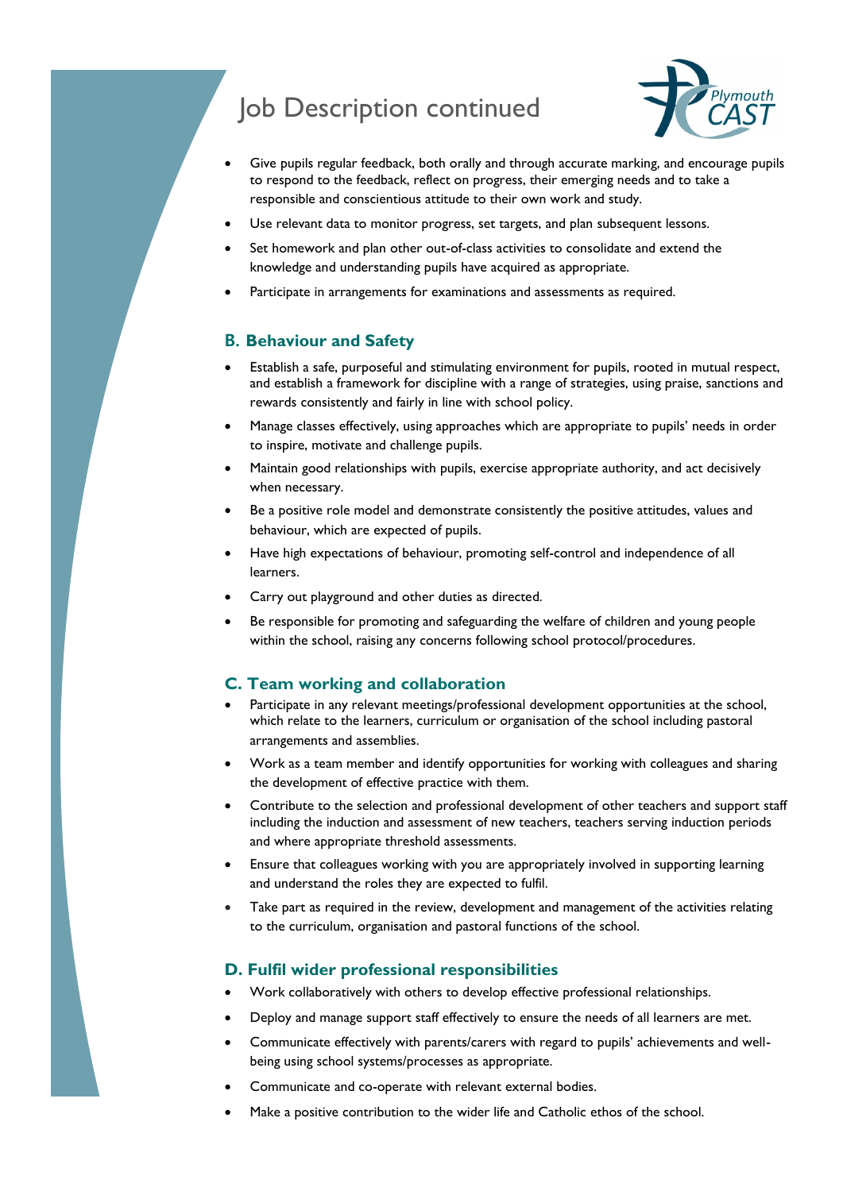# Job Description continued

- Give pupils regular feedback, both orally and through accurate marking, and encourage pupils to respond to the feedback, reflect on progress, their emerging needs and to take a responsible and conscientious attitude to their own work and study.
- Use relevant data to monitor progress, set targets, and plan subsequent lessons.
- Set homework and plan other out-of-class activities to consolidate and extend the knowledge and understanding pupils have acquired as appropriate.
- Participate in arrangements for examinations and assessments as required.

### B. Behaviour and Safety

- Establish a safe, purposeful and stimulating environment for pupils, rooted in mutual respect, and establish a framework for discipline with a range of strategies, using praise, sanctions and rewards consistently and fairly in line with school policy.
- Manage classes effectively, using approaches which are appropriate to pupils' needs in order to inspire, motivate and challenge pupils.
- Maintain good relationships with pupils, exercise appropriate authority, and act decisively when necessary.
- Be a positive role model and demonstrate consistently the positive attitudes, values and behaviour, which are expected of pupils.
- Have high expectations of behaviour, promoting self-control and independence of all learners.
- Carry out playground and other duties as directed.
- Be responsible for promoting and safeguarding the welfare of children and young people within the school, raising any concerns following school protocol/procedures.

### C. Team working and collaboration

- Participate in any relevant meetings/professional development opportunities at the school, which relate to the learners, curriculum or organisation of the school including pastoral arrangements and assemblies.
- Work as a team member and identify opportunities for working with colleagues and sharing the development of effective practice with them.
- Contribute to the selection and professional development of other teachers and support staff including the induction and assessment of new teachers, teachers serving induction periods and where appropriate threshold assessments.
- Ensure that colleagues working with you are appropriately involved in supporting learning and understand the roles they are expected to fulfil.
- Take part as required in the review, development and management of the activities relating to the curriculum, organisation and pastoral functions of the school.

### D. Fulfil wider professional responsibilities

- Work collaboratively with others to develop effective professional relationships.
- Deploy and manage support staff effectively to ensure the needs of all learners are met.
- Communicate effectively with parents/carers with regard to pupils' achievements and well-being using school systems/processes as appropriate.
- Communicate and co-operate with relevant external bodies.
- Make a positive contribution to the wider life and Catholic ethos of the school.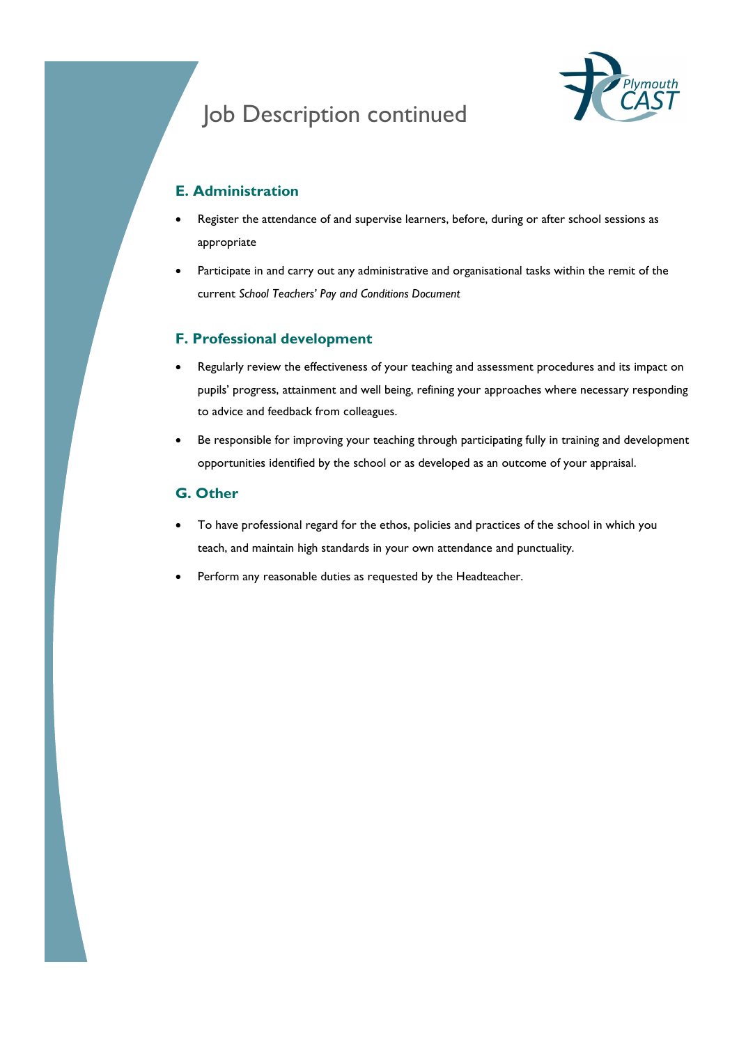# Job Description continued

## E. Administration

- Register the attendance of and supervise learners, before, during or after school sessions as appropriate
- Participate in and carry out any administrative and organisational tasks within the remit of the current *School Teachers' Pay and Conditions Document*

## F. Professional development

- Regularly review the effectiveness of your teaching and assessment procedures and its impact on pupils' progress, attainment and well being, refining your approaches where necessary responding to advice and feedback from colleagues.
- Be responsible for improving your teaching through participating fully in training and development opportunities identified by the school or as developed as an outcome of your appraisal.

## G. Other

- To have professional regard for the ethos, policies and practices of the school in which you teach, and maintain high standards in your own attendance and punctuality.
- Perform any reasonable duties as requested by the Headteacher.